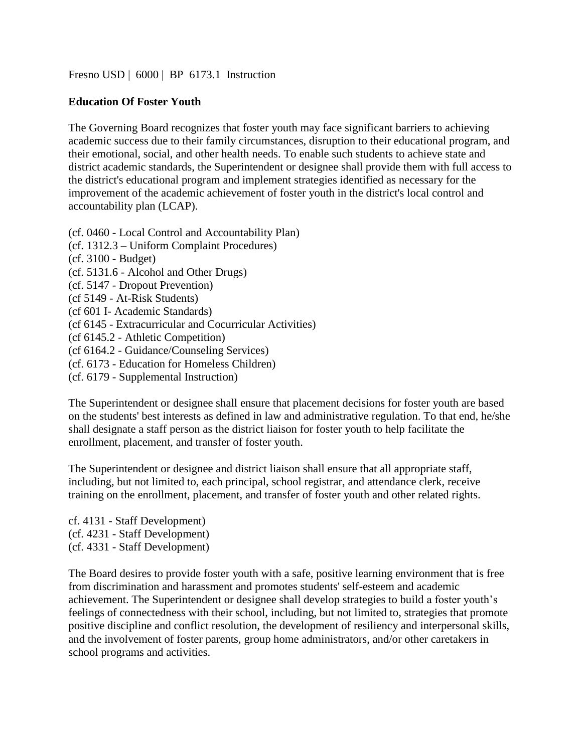Fresno USD | 6000 | BP 6173.1 Instruction

**Education Of Foster Youth**

The Governing Board recognizes that foster youth may face significant barriers to achieving academic success due to their family circumstances, disruption to their educational program, and their emotional, social, and other health needs. To enable such students to achieve state and district academic standards, the Superintendent or designee shall provide them with full access to the district's educational program and implement strategies identified as necessary for the improvement of the academic achievement of foster youth in the district's local control and accountability plan (LCAP).

(cf. 0460 - Local Control and Accountability Plan)
(cf. 1312.3 – Uniform Complaint Procedures)
(cf. 3100 - Budget)
(cf. 5131.6 - Alcohol and Other Drugs)
(cf. 5147 - Dropout Prevention)
(cf 5149 - At-Risk Students)
(cf 601 I- Academic Standards)
(cf 6145 - Extracurricular and Cocurricular Activities)
(cf 6145.2 - Athletic Competition)
(cf 6164.2 - Guidance/Counseling Services)
(cf. 6173 - Education for Homeless Children)
(cf. 6179 - Supplemental Instruction)

The Superintendent or designee shall ensure that placement decisions for foster youth are based on the students' best interests as defined in law and administrative regulation. To that end, he/she shall designate a staff person as the district liaison for foster youth to help facilitate the enrollment, placement, and transfer of foster youth.

The Superintendent or designee and district liaison shall ensure that all appropriate staff, including, but not limited to, each principal, school registrar, and attendance clerk, receive training on the enrollment, placement, and transfer of foster youth and other related rights.

cf. 4131 - Staff Development)
(cf. 4231 - Staff Development)
(cf. 4331 - Staff Development)

The Board desires to provide foster youth with a safe, positive learning environment that is free from discrimination and harassment and promotes students' self-esteem and academic achievement. The Superintendent or designee shall develop strategies to build a foster youth's feelings of connectedness with their school, including, but not limited to, strategies that promote positive discipline and conflict resolution, the development of resiliency and interpersonal skills, and the involvement of foster parents, group home administrators, and/or other caretakers in school programs and activities.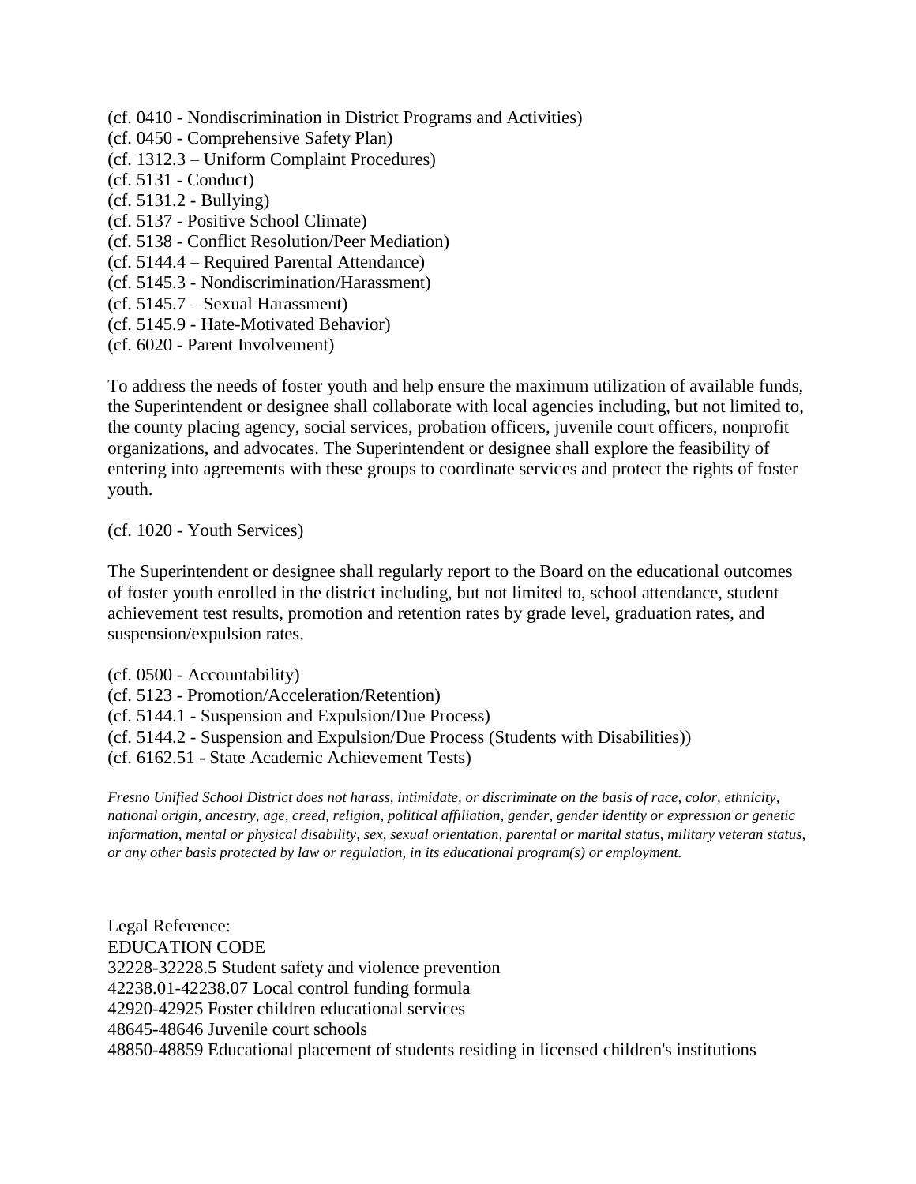(cf. 0410 - Nondiscrimination in District Programs and Activities)
(cf. 0450 - Comprehensive Safety Plan)
(cf. 1312.3 – Uniform Complaint Procedures)
(cf. 5131 - Conduct)
(cf. 5131.2 - Bullying)
(cf. 5137 - Positive School Climate)
(cf. 5138 - Conflict Resolution/Peer Mediation)
(cf. 5144.4 – Required Parental Attendance)
(cf. 5145.3 - Nondiscrimination/Harassment)
(cf. 5145.7 – Sexual Harassment)
(cf. 5145.9 - Hate-Motivated Behavior)
(cf. 6020 - Parent Involvement)

To address the needs of foster youth and help ensure the maximum utilization of available funds, the Superintendent or designee shall collaborate with local agencies including, but not limited to, the county placing agency, social services, probation officers, juvenile court officers, nonprofit organizations, and advocates. The Superintendent or designee shall explore the feasibility of entering into agreements with these groups to coordinate services and protect the rights of foster youth.

(cf. 1020 - Youth Services)

The Superintendent or designee shall regularly report to the Board on the educational outcomes of foster youth enrolled in the district including, but not limited to, school attendance, student achievement test results, promotion and retention rates by grade level, graduation rates, and suspension/expulsion rates.

(cf. 0500 - Accountability)
(cf. 5123 - Promotion/Acceleration/Retention)
(cf. 5144.1 - Suspension and Expulsion/Due Process)
(cf. 5144.2 - Suspension and Expulsion/Due Process (Students with Disabilities))
(cf. 6162.51 - State Academic Achievement Tests)

*Fresno Unified School District does not harass, intimidate, or discriminate on the basis of race, color, ethnicity, national origin, ancestry, age, creed, religion, political affiliation, gender, gender identity or expression or genetic information, mental or physical disability, sex, sexual orientation, parental or marital status, military veteran status, or any other basis protected by law or regulation, in its educational program(s) or employment.*

Legal Reference:
EDUCATION CODE
32228-32228.5 Student safety and violence prevention
42238.01-42238.07 Local control funding formula
42920-42925 Foster children educational services
48645-48646 Juvenile court schools
48850-48859 Educational placement of students residing in licensed children's institutions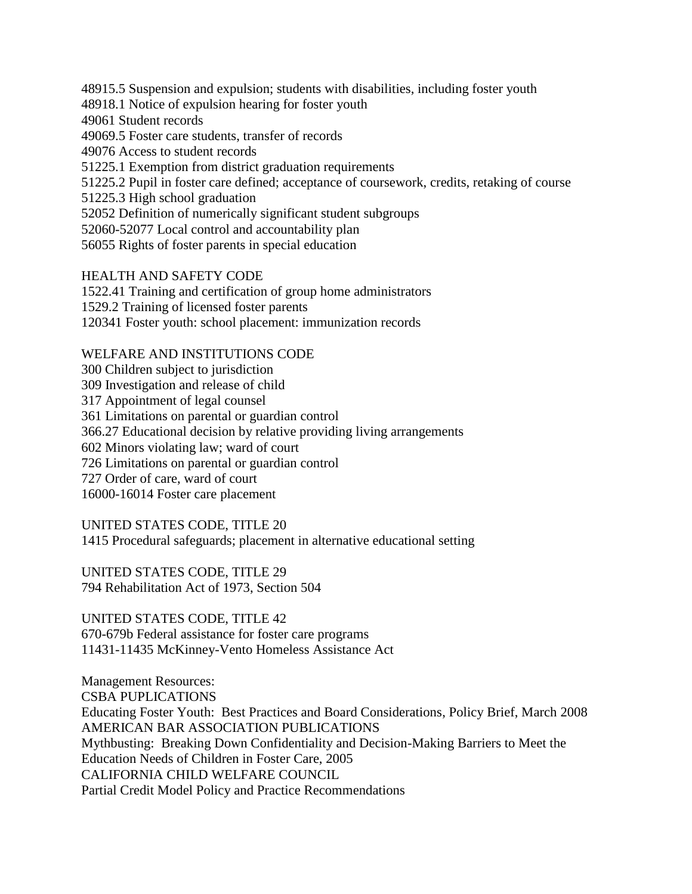48915.5 Suspension and expulsion; students with disabilities, including foster youth
48918.1 Notice of expulsion hearing for foster youth
49061 Student records
49069.5 Foster care students, transfer of records
49076 Access to student records
51225.1 Exemption from district graduation requirements
51225.2 Pupil in foster care defined; acceptance of coursework, credits, retaking of course
51225.3 High school graduation
52052 Definition of numerically significant student subgroups
52060-52077 Local control and accountability plan
56055 Rights of foster parents in special education

HEALTH AND SAFETY CODE
1522.41 Training and certification of group home administrators
1529.2 Training of licensed foster parents
120341 Foster youth: school placement: immunization records

WELFARE AND INSTITUTIONS CODE
300 Children subject to jurisdiction
309 Investigation and release of child
317 Appointment of legal counsel
361 Limitations on parental or guardian control
366.27 Educational decision by relative providing living arrangements
602 Minors violating law; ward of court
726 Limitations on parental or guardian control
727 Order of care, ward of court
16000-16014 Foster care placement

UNITED STATES CODE, TITLE 20
1415 Procedural safeguards; placement in alternative educational setting

UNITED STATES CODE, TITLE 29
794 Rehabilitation Act of 1973, Section 504

UNITED STATES CODE, TITLE 42
670-679b Federal assistance for foster care programs
11431-11435 McKinney-Vento Homeless Assistance Act

Management Resources:
CSBA PUPLICATIONS
Educating Foster Youth: Best Practices and Board Considerations, Policy Brief, March 2008
AMERICAN BAR ASSOCIATION PUBLICATIONS
Mythbusting: Breaking Down Confidentiality and Decision-Making Barriers to Meet the Education Needs of Children in Foster Care, 2005
CALIFORNIA CHILD WELFARE COUNCIL
Partial Credit Model Policy and Practice Recommendations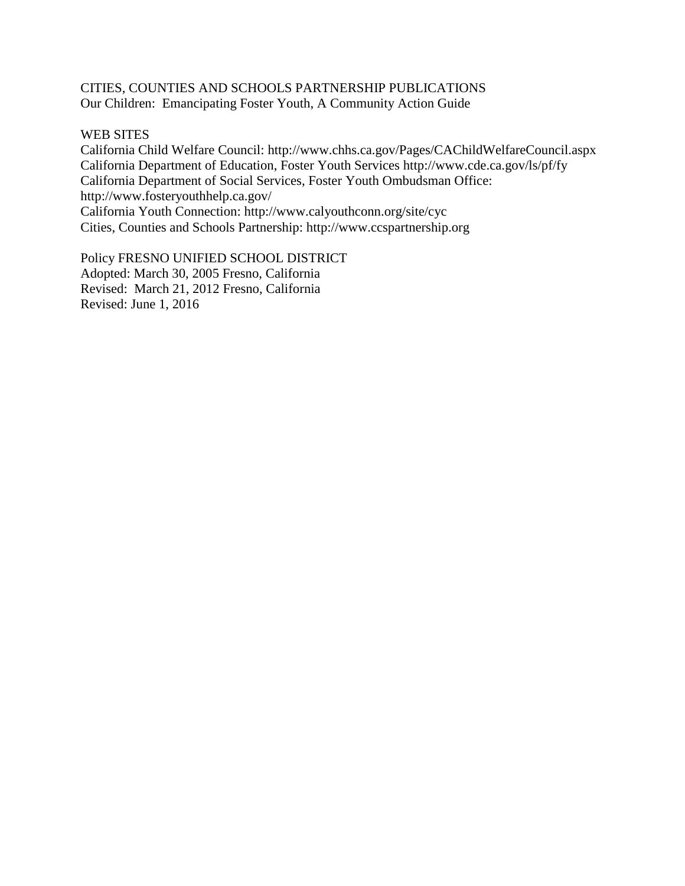CITIES, COUNTIES AND SCHOOLS PARTNERSHIP PUBLICATIONS
Our Children: Emancipating Foster Youth, A Community Action Guide

WEB SITES
California Child Welfare Council: http://www.chhs.ca.gov/Pages/CAChildWelfareCouncil.aspx
California Department of Education, Foster Youth Services http://www.cde.ca.gov/ls/pf/fy
California Department of Social Services, Foster Youth Ombudsman Office:
http://www.fosteryouthhelp.ca.gov/
California Youth Connection: http://www.calyouthconn.org/site/cyc
Cities, Counties and Schools Partnership: http://www.ccspartnership.org

Policy FRESNO UNIFIED SCHOOL DISTRICT
Adopted: March 30, 2005 Fresno, California
Revised: March 21, 2012 Fresno, California
Revised: June 1, 2016